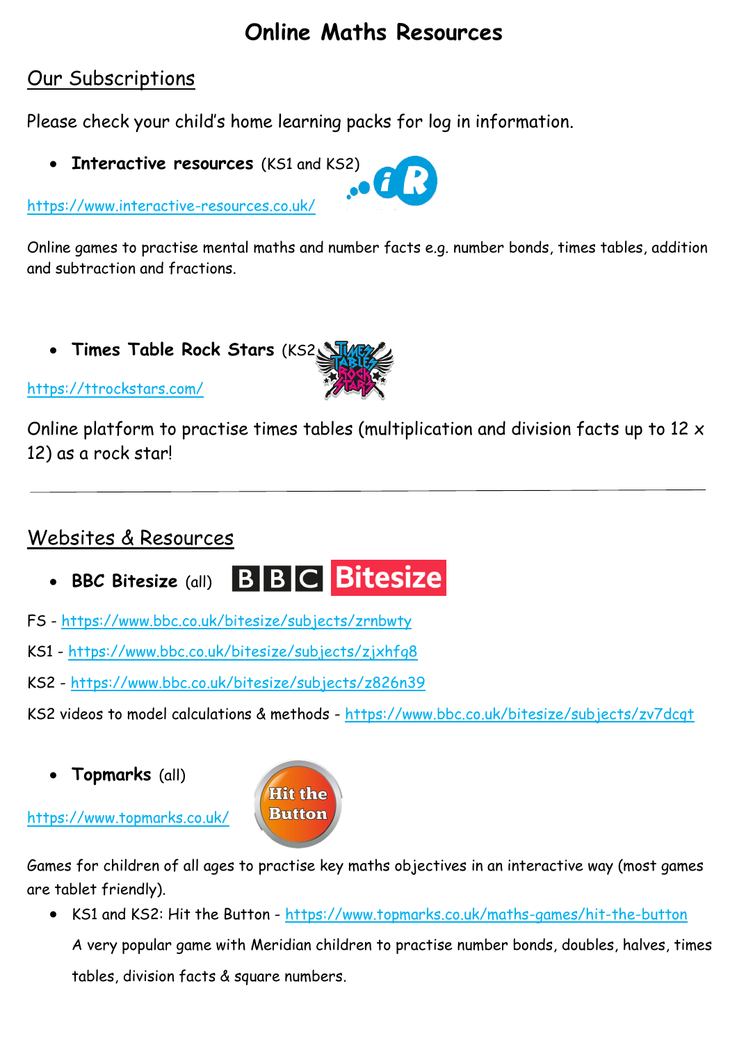# Online Maths Resources

## Our Subscriptions

Please check your child's home learning packs for log in information.

- **Interactive resources** (KS1 and KS2)

https://www.interactive-resources.co.uk/

Online games to practise mental maths and number facts e.g. number bonds, times tables, addition and subtraction and fractions.

- **Times Table Rock Stars** (KS2)

https://ttrockstars.com/

Online platform to practise times tables (multiplication and division facts up to 12 x 12) as a rock star!

---

## Websites & Resources

- **BBC Bitesize** (all)

FS - https://www.bbc.co.uk/bitesize/subjects/zrnbwty

KS1 - https://www.bbc.co.uk/bitesize/subjects/zjxhfg8

KS2 - https://www.bbc.co.uk/bitesize/subjects/z826n39

KS2 videos to model calculations & methods - https://www.bbc.co.uk/bitesize/subjects/zv7dcqt

- **Topmarks** (all)

https://www.topmarks.co.uk/

Games for children of all ages to practise key maths objectives in an interactive way (most games are tablet friendly).

- KS1 and KS2: Hit the Button - https://www.topmarks.co.uk/maths-games/hit-the-button

  A very popular game with Meridian children to practise number bonds, doubles, halves, times tables, division facts & square numbers.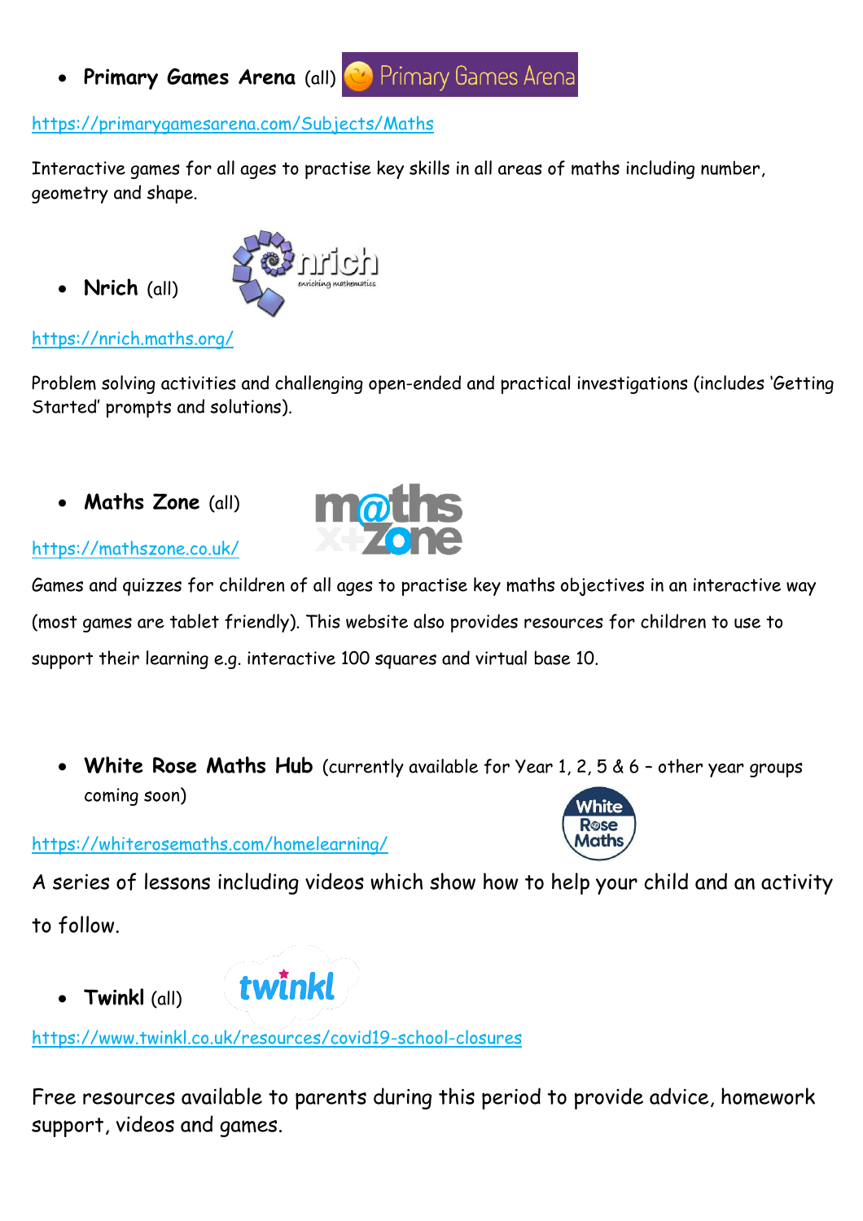- **Primary Games Arena** (all)

https://primarygamesarena.com/Subjects/Maths

Interactive games for all ages to practise key skills in all areas of maths including number, geometry and shape.

- **Nrich** (all)

https://nrich.maths.org/

Problem solving activities and challenging open-ended and practical investigations (includes 'Getting Started' prompts and solutions).

- **Maths Zone** (all)

https://mathszone.co.uk/

Games and quizzes for children of all ages to practise key maths objectives in an interactive way (most games are tablet friendly). This website also provides resources for children to use to support their learning e.g. interactive 100 squares and virtual base 10.

- **White Rose Maths Hub** (currently available for Year 1, 2, 5 & 6 – other year groups coming soon)

https://whiterosemaths.com/homelearning/

A series of lessons including videos which show how to help your child and an activity to follow.

- **Twinkl** (all)

https://www.twinkl.co.uk/resources/covid19-school-closures

Free resources available to parents during this period to provide advice, homework support, videos and games.